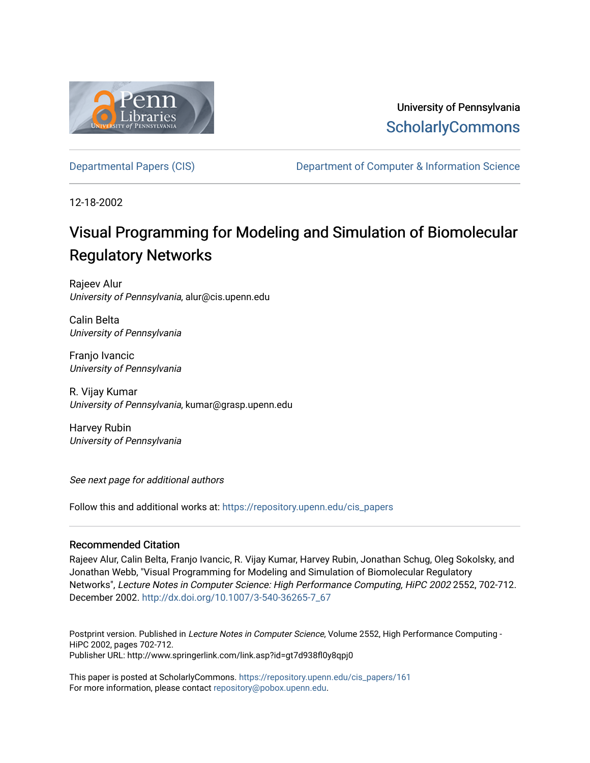University of Pennsylvania
ScholarlyCommons

Departmental Papers (CIS) | Department of Computer & Information Science

12-18-2002

# Visual Programming for Modeling and Simulation of Biomolecular Regulatory Networks

Rajeev Alur
*University of Pennsylvania*, alur@cis.upenn.edu

Calin Belta
*University of Pennsylvania*

Franjo Ivancic
*University of Pennsylvania*

R. Vijay Kumar
*University of Pennsylvania*, kumar@grasp.upenn.edu

Harvey Rubin
*University of Pennsylvania*

*See next page for additional authors*

Follow this and additional works at: https://repository.upenn.edu/cis_papers

## Recommended Citation

Rajeev Alur, Calin Belta, Franjo Ivancic, R. Vijay Kumar, Harvey Rubin, Jonathan Schug, Oleg Sokolsky, and Jonathan Webb, "Visual Programming for Modeling and Simulation of Biomolecular Regulatory Networks", *Lecture Notes in Computer Science: High Performance Computing, HiPC 2002* 2552, 702-712. December 2002. http://dx.doi.org/10.1007/3-540-36265-7_67

Postprint version. Published in *Lecture Notes in Computer Science*, Volume 2552, High Performance Computing - HiPC 2002, pages 702-712.
Publisher URL: http://www.springerlink.com/link.asp?id=gt7d938fl0y8qpj0

This paper is posted at ScholarlyCommons. https://repository.upenn.edu/cis_papers/161
For more information, please contact repository@pobox.upenn.edu.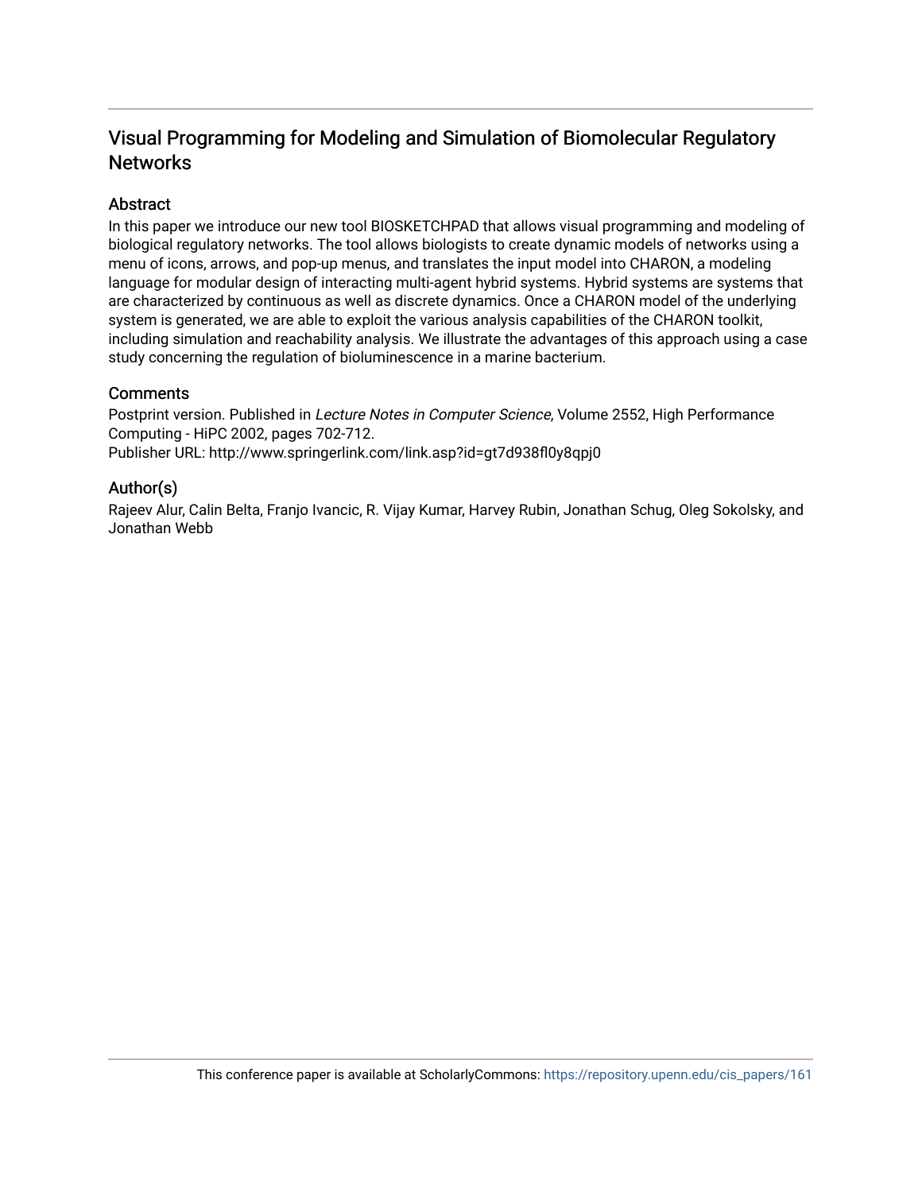## Visual Programming for Modeling and Simulation of Biomolecular Regulatory Networks

### Abstract

In this paper we introduce our new tool BIOSKETCHPAD that allows visual programming and modeling of biological regulatory networks. The tool allows biologists to create dynamic models of networks using a menu of icons, arrows, and pop-up menus, and translates the input model into CHARON, a modeling language for modular design of interacting multi-agent hybrid systems. Hybrid systems are systems that are characterized by continuous as well as discrete dynamics. Once a CHARON model of the underlying system is generated, we are able to exploit the various analysis capabilities of the CHARON toolkit, including simulation and reachability analysis. We illustrate the advantages of this approach using a case study concerning the regulation of bioluminescence in a marine bacterium.

### Comments

Postprint version. Published in *Lecture Notes in Computer Science*, Volume 2552, High Performance Computing - HiPC 2002, pages 702-712.
Publisher URL: http://www.springerlink.com/link.asp?id=gt7d938fl0y8qpj0

### Author(s)

Rajeev Alur, Calin Belta, Franjo Ivancic, R. Vijay Kumar, Harvey Rubin, Jonathan Schug, Oleg Sokolsky, and Jonathan Webb

This conference paper is available at ScholarlyCommons: https://repository.upenn.edu/cis_papers/161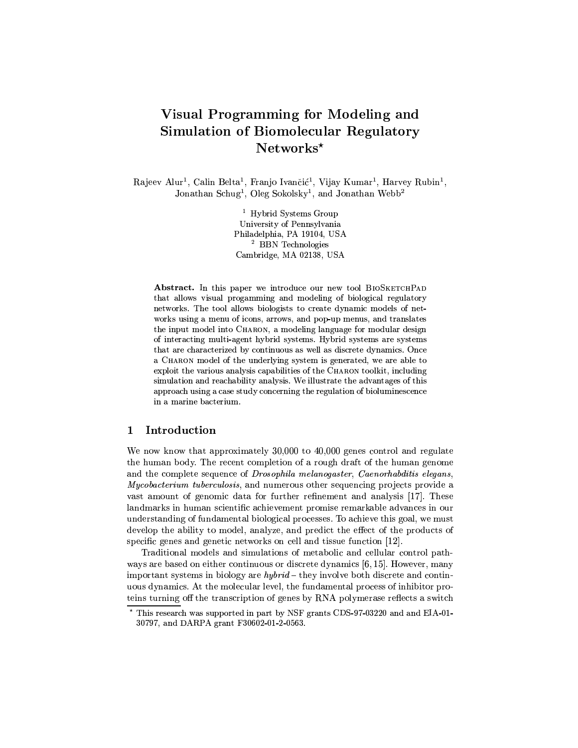// Visual Programming for Modeling and Simulation of Biomolecular Regulatory Networks⋆

Rajeev Alur[1], Calin Belta[1], Franjo Ivančić[1], Vijay Kumar[1], Harvey Rubin[1], Jonathan Schug[1], Oleg Sokolsky[1], and Jonathan Webb[2]

[1] Hybrid Systems Group
University of Pennsylvania
Philadelphia, PA 19104, USA
[2] BBN Technologies
Cambridge, MA 02138, USA

**Abstract.** In this paper we introduce our new tool BioSketchPad that allows visual progamming and modeling of biological regulatory networks. The tool allows biologists to create dynamic models of networks using a menu of icons, arrows, and pop-up menus, and translates the input model into Charon, a modeling language for modular design of interacting multi-agent hybrid systems. Hybrid systems are systems that are characterized by continuous as well as discrete dynamics. Once a Charon model of the underlying system is generated, we are able to exploit the various analysis capabilities of the Charon toolkit, including simulation and reachability analysis. We illustrate the advantages of this approach using a case study concerning the regulation of bioluminescence in a marine bacterium.

## 1 Introduction

We now know that approximately 30,000 to 40,000 genes control and regulate the human body. The recent completion of a rough draft of the human genome and the complete sequence of *Drosophila melanogaster*, *Caenorhabditis elegans*, *Mycobacterium tuberculosis*, and numerous other sequencing projects provide a vast amount of genomic data for further refinement and analysis [17]. These landmarks in human scientific achievement promise remarkable advances in our understanding of fundamental biological processes. To achieve this goal, we must develop the ability to model, analyze, and predict the effect of the products of specific genes and genetic networks on cell and tissue function [12].

Traditional models and simulations of metabolic and cellular control pathways are based on either continuous or discrete dynamics [6, 15]. However, many important systems in biology are *hybrid* – they involve both discrete and continuous dynamics. At the molecular level, the fundamental process of inhibitor proteins turning off the transcription of genes by RNA polymerase reflects a switch

⋆ This research was supported in part by NSF grants CDS-97-03220 and and EIA-01-30797, and DARPA grant F30602-01-2-0563.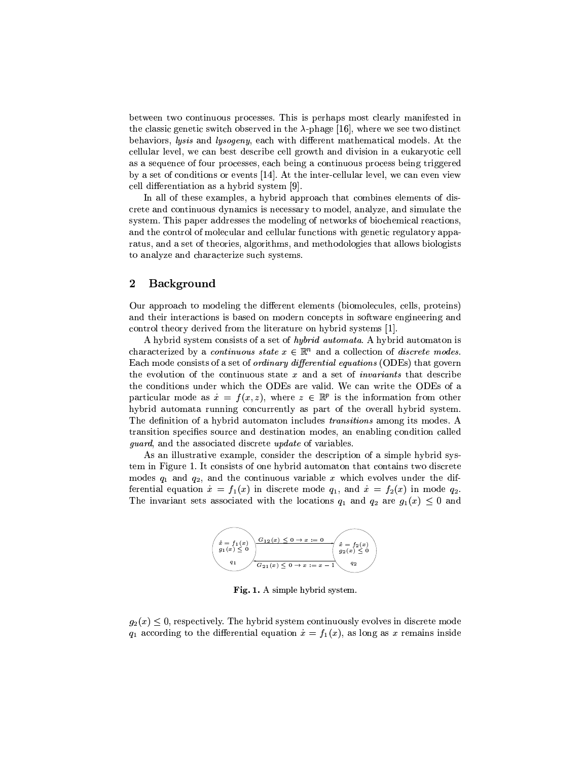between two continuous processes. This is perhaps most clearly manifested in the classic genetic switch observed in the $\lambda$-phage [16], where we see two distinct behaviors, *lysis* and *lysogeny*, each with different mathematical models. At the cellular level, we can best describe cell growth and division in a eukaryotic cell as a sequence of four processes, each being a continuous process being triggered by a set of conditions or events [14]. At the inter-cellular level, we can even view cell differentiation as a hybrid system [9].

In all of these examples, a hybrid approach that combines elements of discrete and continuous dynamics is necessary to model, analyze, and simulate the system. This paper addresses the modeling of networks of biochemical reactions, and the control of molecular and cellular functions with genetic regulatory apparatus, and a set of theories, algorithms, and methodologies that allows biologists to analyze and characterize such systems.

## 2 Background

Our approach to modeling the different elements (biomolecules, cells, proteins) and their interactions is based on modern concepts in software engineering and control theory derived from the literature on hybrid systems [1].

A hybrid system consists of a set of *hybrid automata*. A hybrid automaton is characterized by a *continuous state* $x \in \mathbb{R}^n$ and a collection of *discrete modes*. Each mode consists of a set of *ordinary differential equations* (ODEs) that govern the evolution of the continuous state $x$ and a set of *invariants* that describe the conditions under which the ODEs are valid. We can write the ODEs of a particular mode as $\dot{x} = f(x, z)$, where $z \in \mathbb{R}^p$ is the information from other hybrid automata running concurrently as part of the overall hybrid system. The definition of a hybrid automaton includes *transitions* among its modes. A transition specifies source and destination modes, an enabling condition called *guard*, and the associated discrete *update* of variables.

As an illustrative example, consider the description of a simple hybrid system in Figure 1. It consists of one hybrid automaton that contains two discrete modes $q_1$ and $q_2$, and the continuous variable $x$ which evolves under the differential equation $\dot{x} = f_1(x)$ in discrete mode $q_1$, and $\dot{x} = f_2(x)$ in mode $q_2$. The invariant sets associated with the locations $q_1$ and $q_2$ are $g_1(x) \leq 0$ and

$q_1$: $\dot{x} = f_1(x)$, $g_1(x) \leq 0$ — $G_{12}(x) \leq 0 \rightarrow x := 0$ — $q_2$: $\dot{x} = f_2(x)$, $g_2(x) \leq 0$ — $G_{21}(x) \leq 0 \rightarrow x := x - 1$

**Fig. 1.** A simple hybrid system.

$g_2(x) \leq 0$, respectively. The hybrid system continuously evolves in discrete mode $q_1$ according to the differential equation $\dot{x} = f_1(x)$, as long as $x$ remains inside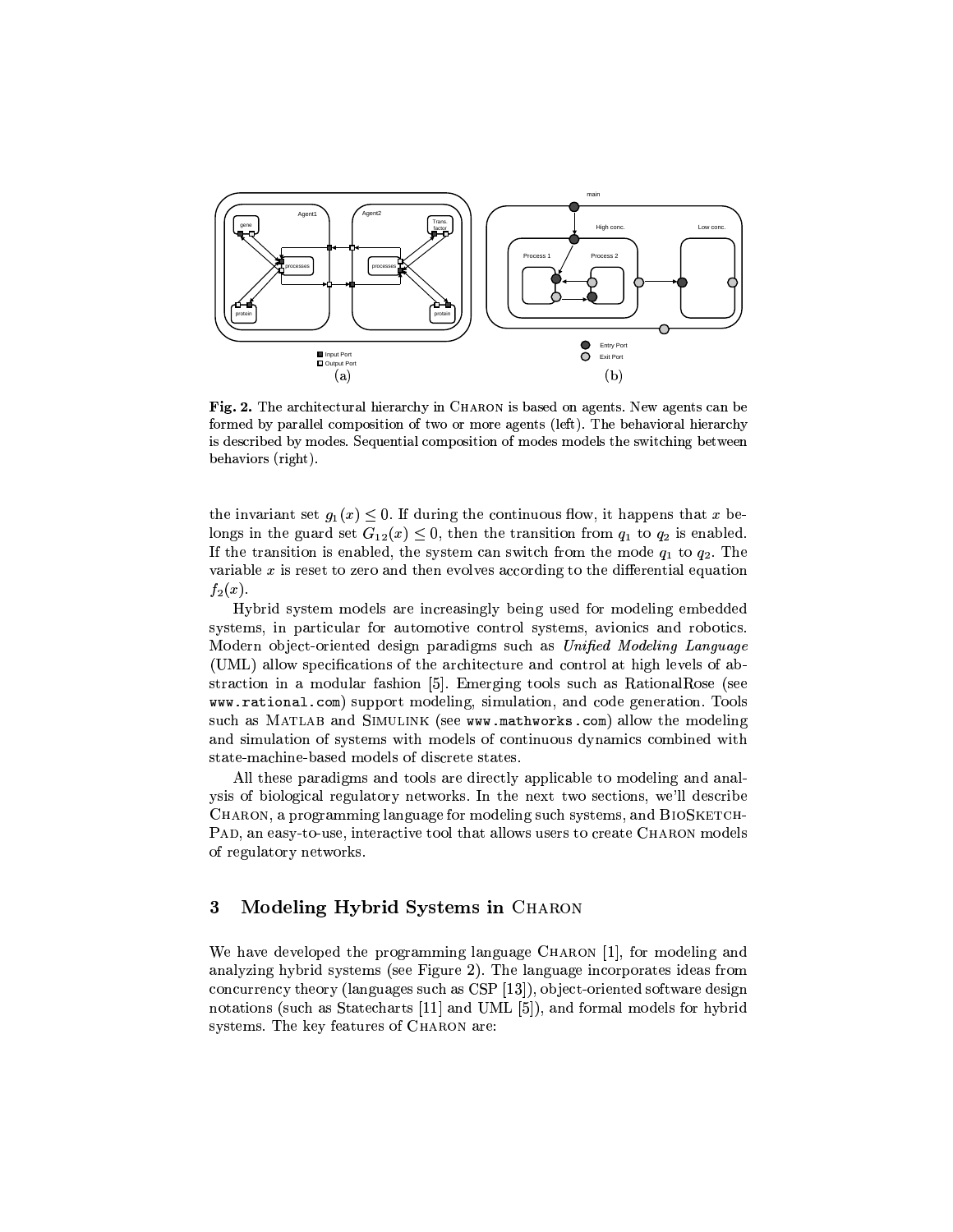**Fig. 2.** The architectural hierarchy in CHARON is based on agents. New agents can be formed by parallel composition of two or more agents (left). The behavioral hierarchy is described by modes. Sequential composition of modes models the switching between behaviors (right).

the invariant set $g_1(x) \leq 0$. If during the continuous flow, it happens that $x$ belongs in the guard set $G_{12}(x) \leq 0$, then the transition from $q_1$ to $q_2$ is enabled. If the transition is enabled, the system can switch from the mode $q_1$ to $q_2$. The variable $x$ is reset to zero and then evolves according to the differential equation $f_2(x)$.

Hybrid system models are increasingly being used for modeling embedded systems, in particular for automotive control systems, avionics and robotics. Modern object-oriented design paradigms such as *Unified Modeling Language* (UML) allow specifications of the architecture and control at high levels of abstraction in a modular fashion [5]. Emerging tools such as RationalRose (see `www.rational.com`) support modeling, simulation, and code generation. Tools such as MATLAB and SIMULINK (see `www.mathworks.com`) allow the modeling and simulation of systems with models of continuous dynamics combined with state-machine-based models of discrete states.

All these paradigms and tools are directly applicable to modeling and analysis of biological regulatory networks. In the next two sections, we'll describe CHARON, a programming language for modeling such systems, and BIOSKETCH-PAD, an easy-to-use, interactive tool that allows users to create CHARON models of regulatory networks.

## 3 Modeling Hybrid Systems in CHARON

We have developed the programming language CHARON [1], for modeling and analyzing hybrid systems (see Figure 2). The language incorporates ideas from concurrency theory (languages such as CSP [13]), object-oriented software design notations (such as Statecharts [11] and UML [5]), and formal models for hybrid systems. The key features of CHARON are: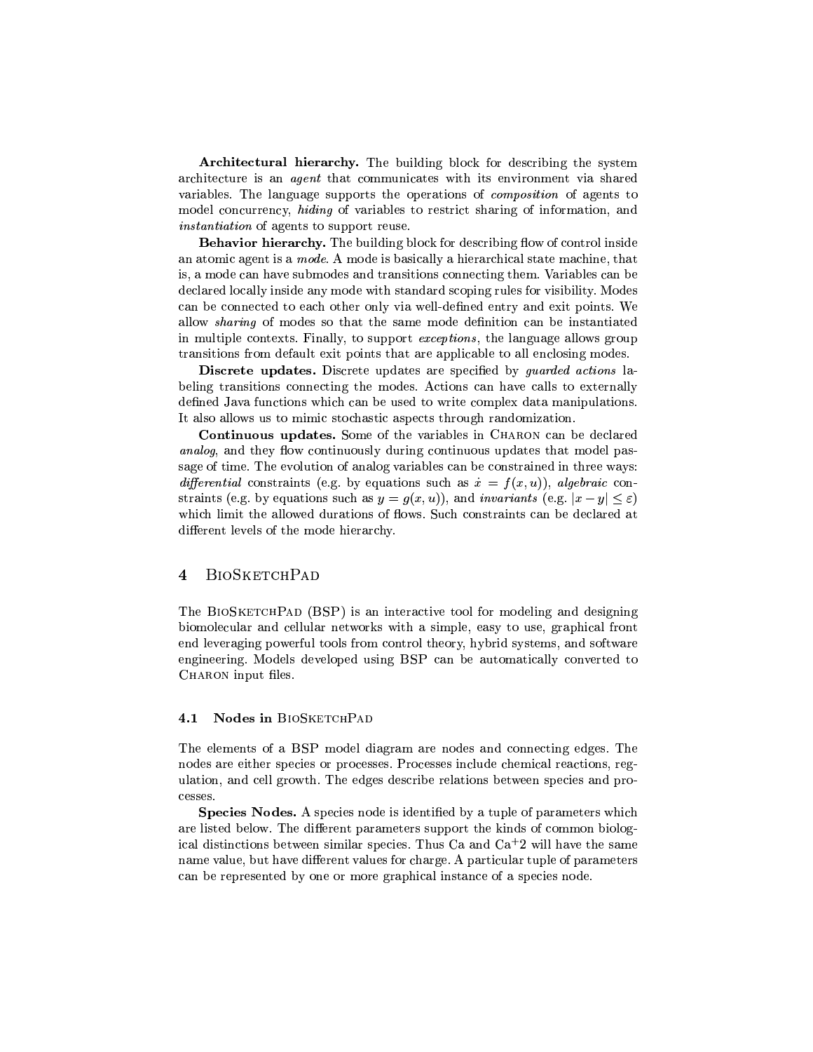**Architectural hierarchy.** The building block for describing the system architecture is an *agent* that communicates with its environment via shared variables. The language supports the operations of *composition* of agents to model concurrency, *hiding* of variables to restrict sharing of information, and *instantiation* of agents to support reuse.

**Behavior hierarchy.** The building block for describing flow of control inside an atomic agent is a *mode*. A mode is basically a hierarchical state machine, that is, a mode can have submodes and transitions connecting them. Variables can be declared locally inside any mode with standard scoping rules for visibility. Modes can be connected to each other only via well-defined entry and exit points. We allow *sharing* of modes so that the same mode definition can be instantiated in multiple contexts. Finally, to support *exceptions*, the language allows group transitions from default exit points that are applicable to all enclosing modes.

**Discrete updates.** Discrete updates are specified by *guarded actions* labeling transitions connecting the modes. Actions can have calls to externally defined Java functions which can be used to write complex data manipulations. It also allows us to mimic stochastic aspects through randomization.

**Continuous updates.** Some of the variables in CHARON can be declared *analog*, and they flow continuously during continuous updates that model passage of time. The evolution of analog variables can be constrained in three ways: *differential* constraints (e.g. by equations such as $\dot{x} = f(x, u)$), *algebraic* constraints (e.g. by equations such as $y = g(x, u)$), and *invariants* (e.g. $|x - y| \leq \varepsilon$) which limit the allowed durations of flows. Such constraints can be declared at different levels of the mode hierarchy.

# 4 BioSketchPad

The BioSketchPad (BSP) is an interactive tool for modeling and designing biomolecular and cellular networks with a simple, easy to use, graphical front end leveraging powerful tools from control theory, hybrid systems, and software engineering. Models developed using BSP can be automatically converted to CHARON input files.

## 4.1 Nodes in BioSketchPad

The elements of a BSP model diagram are nodes and connecting edges. The nodes are either species or processes. Processes include chemical reactions, regulation, and cell growth. The edges describe relations between species and processes.

**Species Nodes.** A species node is identified by a tuple of parameters which are listed below. The different parameters support the kinds of common biological distinctions between similar species. Thus Ca and $Ca^{+2}$ will have the same name value, but have different values for charge. A particular tuple of parameters can be represented by one or more graphical instance of a species node.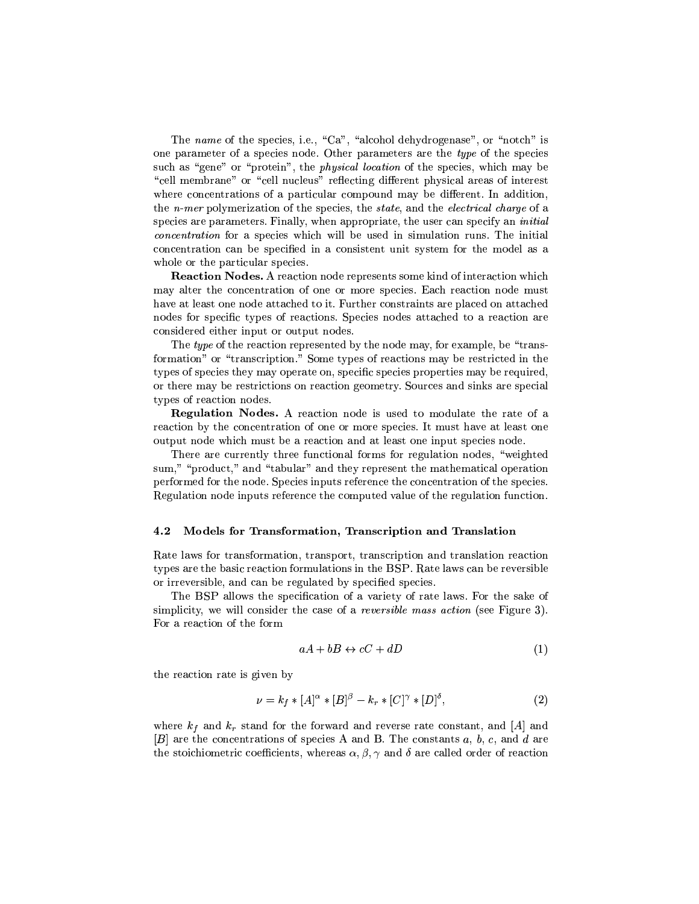The *name* of the species, i.e., "Ca", "alcohol dehydrogenase", or "notch" is one parameter of a species node. Other parameters are the *type* of the species such as "gene" or "protein", the *physical location* of the species, which may be "cell membrane" or "cell nucleus" reflecting different physical areas of interest where concentrations of a particular compound may be different. In addition, the *n-mer* polymerization of the species, the *state*, and the *electrical charge* of a species are parameters. Finally, when appropriate, the user can specify an *initial concentration* for a species which will be used in simulation runs. The initial concentration can be specified in a consistent unit system for the model as a whole or the particular species.

**Reaction Nodes.** A reaction node represents some kind of interaction which may alter the concentration of one or more species. Each reaction node must have at least one node attached to it. Further constraints are placed on attached nodes for specific types of reactions. Species nodes attached to a reaction are considered either input or output nodes.

The *type* of the reaction represented by the node may, for example, be "transformation" or "transcription." Some types of reactions may be restricted in the types of species they may operate on, specific species properties may be required, or there may be restrictions on reaction geometry. Sources and sinks are special types of reaction nodes.

**Regulation Nodes.** A reaction node is used to modulate the rate of a reaction by the concentration of one or more species. It must have at least one output node which must be a reaction and at least one input species node.

There are currently three functional forms for regulation nodes, "weighted sum," "product," and "tabular" and they represent the mathematical operation performed for the node. Species inputs reference the concentration of the species. Regulation node inputs reference the computed value of the regulation function.

### 4.2 Models for Transformation, Transcription and Translation

Rate laws for transformation, transport, transcription and translation reaction types are the basic reaction formulations in the BSP. Rate laws can be reversible or irreversible, and can be regulated by specified species.

The BSP allows the specification of a variety of rate laws. For the sake of simplicity, we will consider the case of a *reversible mass action* (see Figure 3). For a reaction of the form

$$aA + bB \leftrightarrow cC + dD \tag{1}$$

the reaction rate is given by

$$\nu = k_f * [A]^{\alpha} * [B]^{\beta} - k_r * [C]^{\gamma} * [D]^{\delta}, \tag{2}$$

where $k_f$ and $k_r$ stand for the forward and reverse rate constant, and $[A]$ and $[B]$ are the concentrations of species A and B. The constants $a$, $b$, $c$, and $d$ are the stoichiometric coefficients, whereas $\alpha, \beta, \gamma$ and $\delta$ are called order of reaction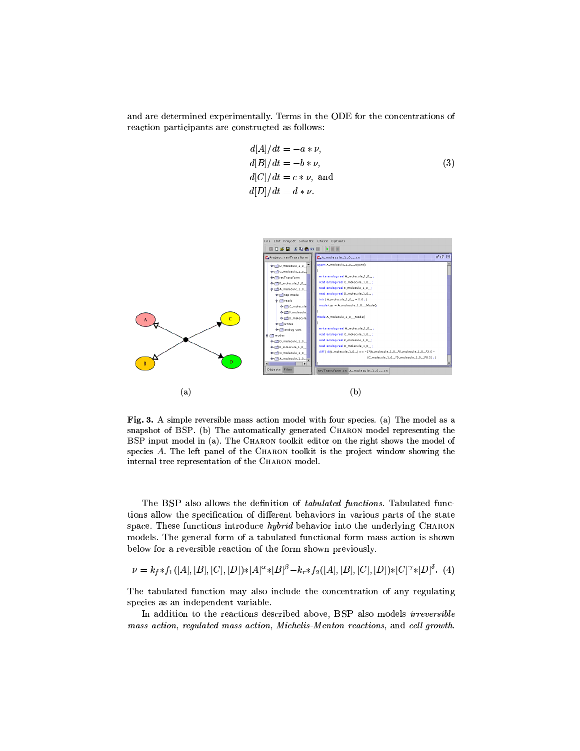and are determined experimentally. Terms in the ODE for the concentrations of reaction participants are constructed as follows:

$$
\begin{aligned}
d[A]/dt &= -a * \nu, \\
d[B]/dt &= -b * \nu, \\
d[C]/dt &= c * \nu, \text{ and} \\
d[D]/dt &= d * \nu.
\end{aligned}
\tag{3}
$$

(a)

(b)

**Fig. 3.** A simple reversible mass action model with four species. (a) The model as a snapshot of BSP. (b) The automatically generated CHARON model representing the BSP input model in (a). The CHARON toolkit editor on the right shows the model of species $A$. The left panel of the CHARON toolkit is the project window showing the internal tree representation of the CHARON model.

The BSP also allows the definition of *tabulated functions*. Tabulated functions allow the specification of different behaviors in various parts of the state space. These functions introduce *hybrid* behavior into the underlying CHARON models. The general form of a tabulated functional form mass action is shown below for a reversible reaction of the form shown previously.

$$
\nu = k_f * f_1([A],[B],[C],[D]) * [A]^{\alpha} * [B]^{\beta} - k_r * f_2([A],[B],[C],[D]) * [C]^{\gamma} * [D]^{\delta}. \tag{4}
$$

The tabulated function may also include the concentration of any regulating species as an independent variable.

In addition to the reactions described above, BSP also models *irreversible mass action*, *regulated mass action*, *Michelis-Menton reactions*, and *cell growth*.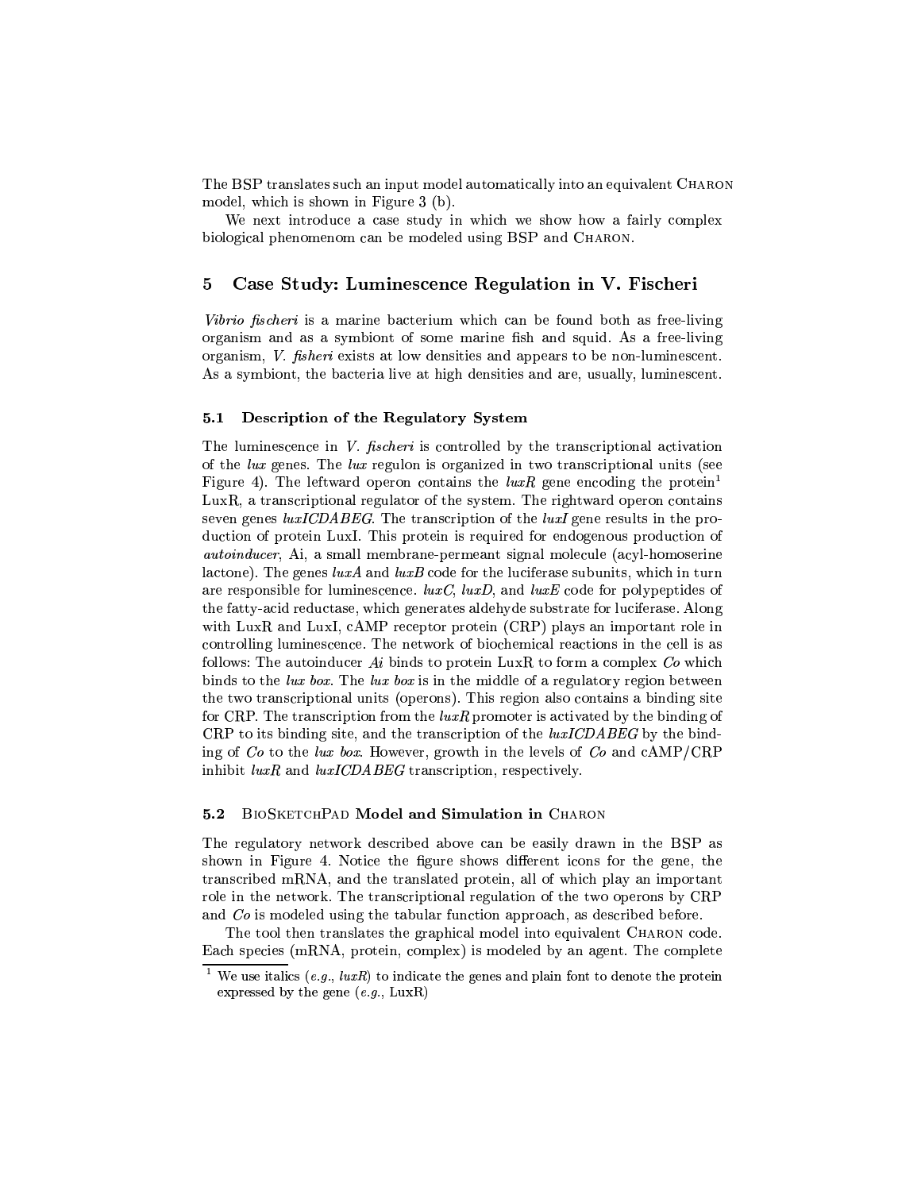The BSP translates such an input model automatically into an equivalent CHARON model, which is shown in Figure 3 (b).

We next introduce a case study in which we show how a fairly complex biological phenomenom can be modeled using BSP and CHARON.

## 5 Case Study: Luminescence Regulation in V. Fischeri

*Vibrio fischeri* is a marine bacterium which can be found both as free-living organism and as a symbiont of some marine fish and squid. As a free-living organism, *V. fisheri* exists at low densities and appears to be non-luminescent. As a symbiont, the bacteria live at high densities and are, usually, luminescent.

### 5.1 Description of the Regulatory System

The luminescence in *V. fischeri* is controlled by the transcriptional activation of the *lux* genes. The *lux* regulon is organized in two transcriptional units (see Figure 4). The leftward operon contains the *luxR* gene encoding the protein[1] LuxR, a transcriptional regulator of the system. The rightward operon contains seven genes *luxICDABEG*. The transcription of the *luxI* gene results in the production of protein LuxI. This protein is required for endogenous production of *autoinducer*, Ai, a small membrane-permeant signal molecule (acyl-homoserine lactone). The genes *luxA* and *luxB* code for the luciferase subunits, which in turn are responsible for luminescence. *luxC*, *luxD*, and *luxE* code for polypeptides of the fatty-acid reductase, which generates aldehyde substrate for luciferase. Along with LuxR and LuxI, cAMP receptor protein (CRP) plays an important role in controlling luminescence. The network of biochemical reactions in the cell is as follows: The autoinducer *Ai* binds to protein LuxR to form a complex *Co* which binds to the *lux box*. The *lux box* is in the middle of a regulatory region between the two transcriptional units (operons). This region also contains a binding site for CRP. The transcription from the *luxR* promoter is activated by the binding of CRP to its binding site, and the transcription of the *luxICDABEG* by the binding of *Co* to the *lux box*. However, growth in the levels of *Co* and cAMP/CRP inhibit *luxR* and *luxICDABEG* transcription, respectively.

### 5.2 BIOSKETCHPAD Model and Simulation in CHARON

The regulatory network described above can be easily drawn in the BSP as shown in Figure 4. Notice the figure shows different icons for the gene, the transcribed mRNA, and the translated protein, all of which play an important role in the network. The transcriptional regulation of the two operons by CRP and *Co* is modeled using the tabular function approach, as described before.

The tool then translates the graphical model into equivalent CHARON code. Each species (mRNA, protein, complex) is modeled by an agent. The complete

[1] We use italics (*e.g.*, *luxR*) to indicate the genes and plain font to denote the protein expressed by the gene (*e.g.*, LuxR)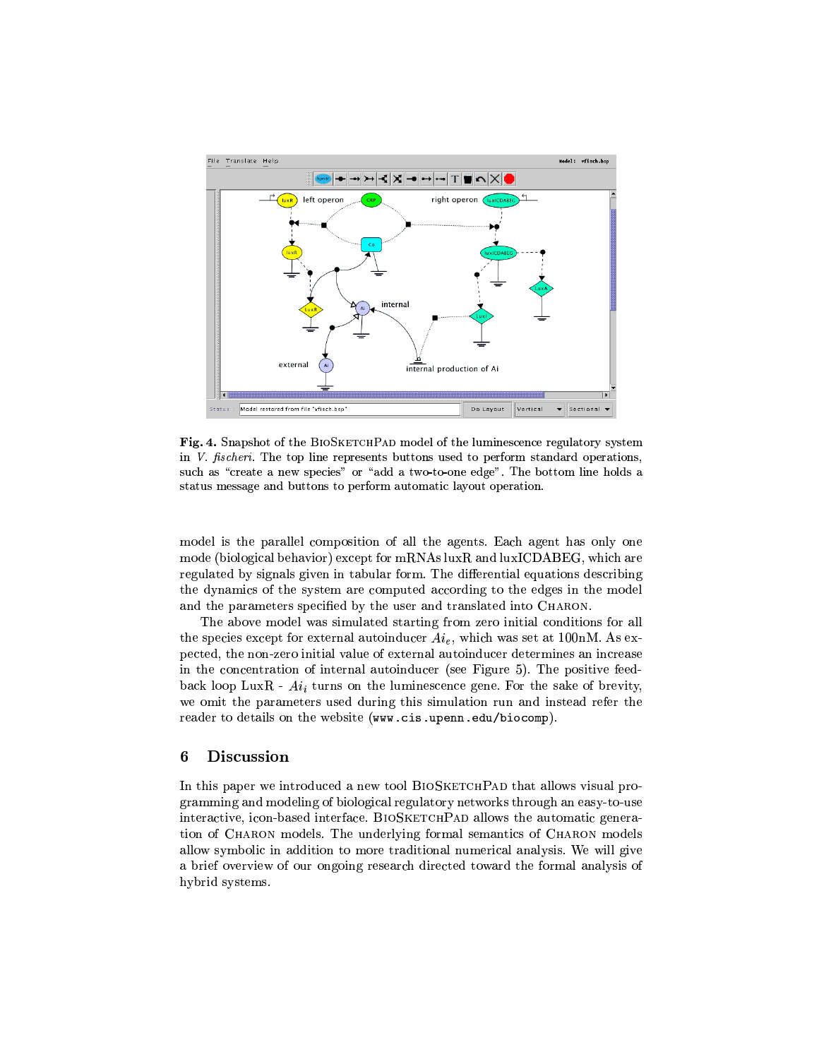**Fig. 4.** Snapshot of the BioSketchPad model of the luminescence regulatory system in *V. fischeri*. The top line represents buttons used to perform standard operations, such as "create a new species" or "add a two-to-one edge". The bottom line holds a status message and buttons to perform automatic layout operation.

model is the parallel composition of all the agents. Each agent has only one mode (biological behavior) except for mRNAs luxR and luxICDABEG, which are regulated by signals given in tabular form. The differential equations describing the dynamics of the system are computed according to the edges in the model and the parameters specified by the user and translated into Charon.

The above model was simulated starting from zero initial conditions for all the species except for external autoinducer $Ai_e$, which was set at 100nM. As expected, the non-zero initial value of external autoinducer determines an increase in the concentration of internal autoinducer (see Figure 5). The positive feedback loop LuxR - $Ai_i$ turns on the luminescence gene. For the sake of brevity, we omit the parameters used during this simulation run and instead refer the reader to details on the website (`www.cis.upenn.edu/biocomp`).

## 6 Discussion

In this paper we introduced a new tool BioSketchPad that allows visual programming and modeling of biological regulatory networks through an easy-to-use interactive, icon-based interface. BioSketchPad allows the automatic generation of Charon models. The underlying formal semantics of Charon models allow symbolic in addition to more traditional numerical analysis. We will give a brief overview of our ongoing research directed toward the formal analysis of hybrid systems.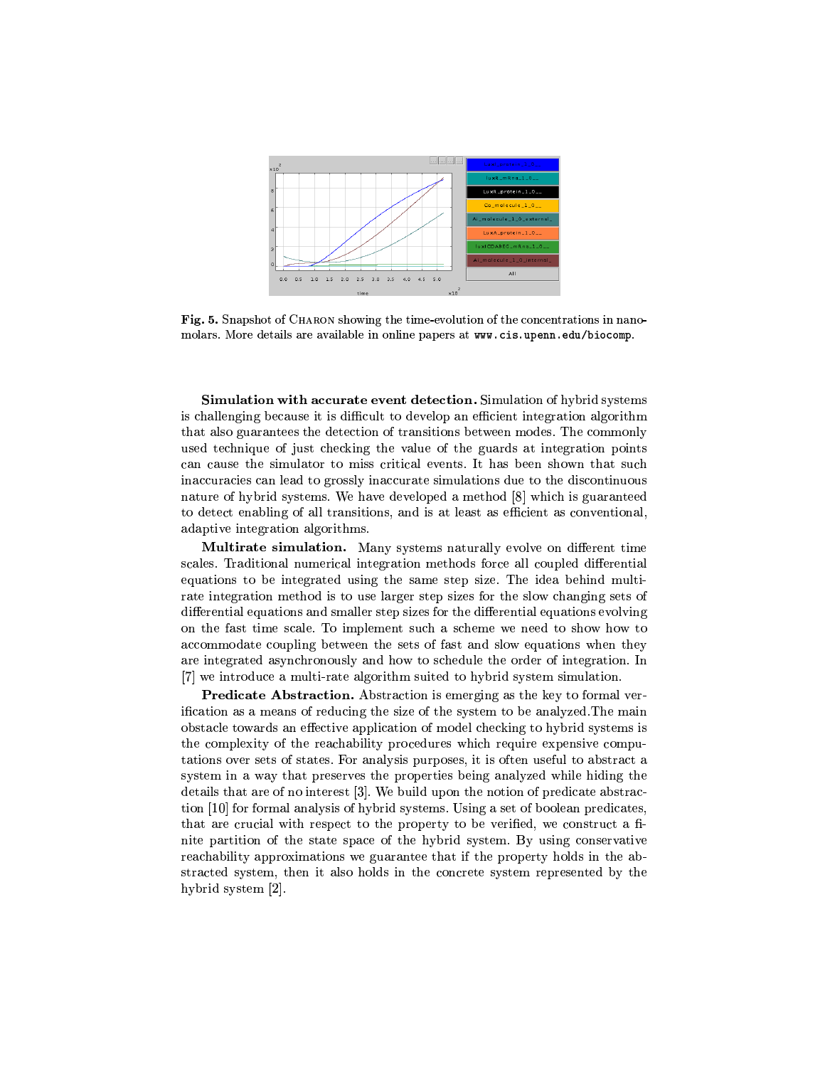Fig. 5. Snapshot of CHARON showing the time-evolution of the concentrations in nanomolars. More details are available in online papers at www.cis.upenn.edu/biocomp.

**Simulation with accurate event detection.** Simulation of hybrid systems is challenging because it is difficult to develop an efficient integration algorithm that also guarantees the detection of transitions between modes. The commonly used technique of just checking the value of the guards at integration points can cause the simulator to miss critical events. It has been shown that such inaccuracies can lead to grossly inaccurate simulations due to the discontinuous nature of hybrid systems. We have developed a method [8] which is guaranteed to detect enabling of all transitions, and is at least as efficient as conventional, adaptive integration algorithms.

**Multirate simulation.** Many systems naturally evolve on different time scales. Traditional numerical integration methods force all coupled differential equations to be integrated using the same step size. The idea behind multirate integration method is to use larger step sizes for the slow changing sets of differential equations and smaller step sizes for the differential equations evolving on the fast time scale. To implement such a scheme we need to show how to accommodate coupling between the sets of fast and slow equations when they are integrated asynchronously and how to schedule the order of integration. In [7] we introduce a multi-rate algorithm suited to hybrid system simulation.

**Predicate Abstraction.** Abstraction is emerging as the key to formal verification as a means of reducing the size of the system to be analyzed.The main obstacle towards an effective application of model checking to hybrid systems is the complexity of the reachability procedures which require expensive computations over sets of states. For analysis purposes, it is often useful to abstract a system in a way that preserves the properties being analyzed while hiding the details that are of no interest [3]. We build upon the notion of predicate abstraction [10] for formal analysis of hybrid systems. Using a set of boolean predicates, that are crucial with respect to the property to be verified, we construct a finite partition of the state space of the hybrid system. By using conservative reachability approximations we guarantee that if the property holds in the abstracted system, then it also holds in the concrete system represented by the hybrid system [2].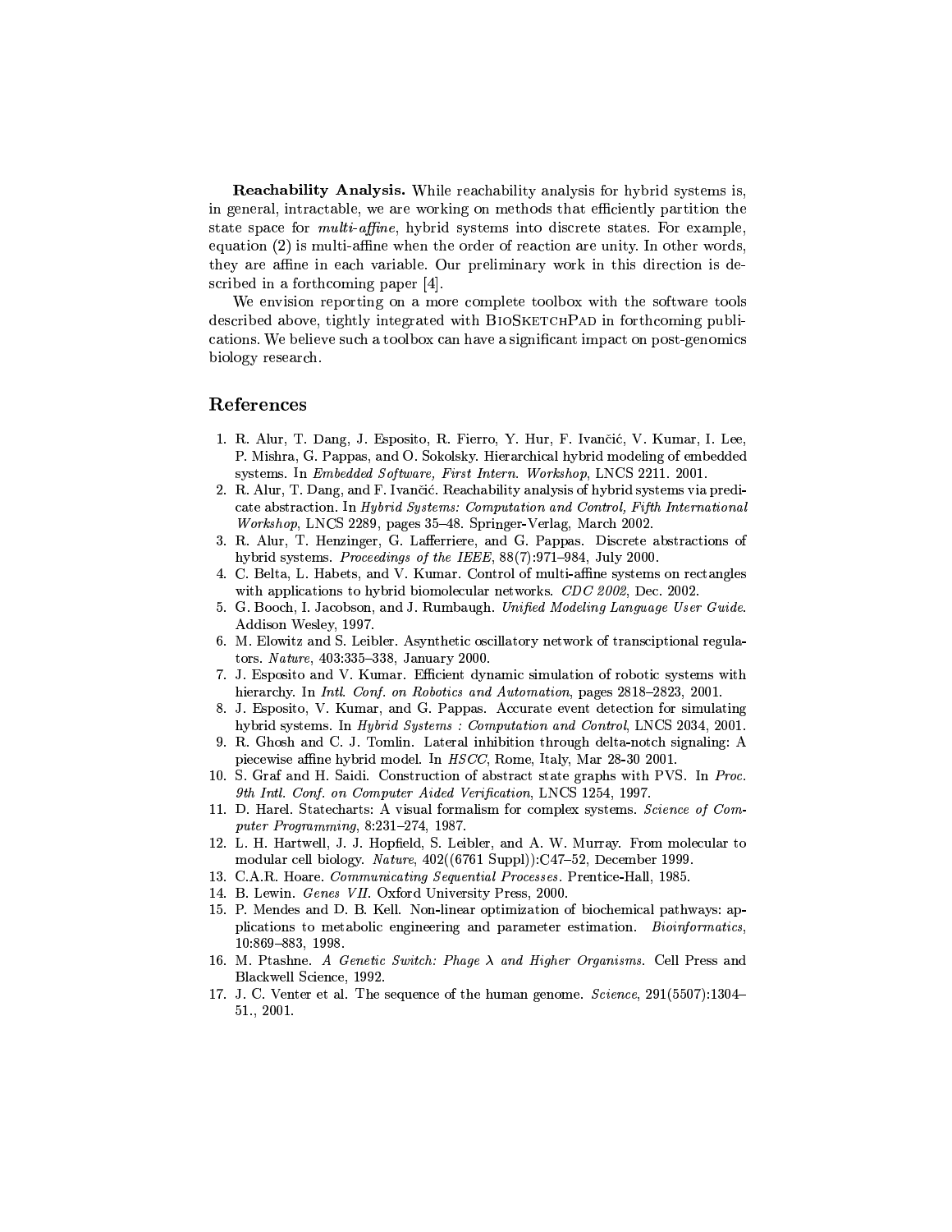**Reachability Analysis.** While reachability analysis for hybrid systems is, in general, intractable, we are working on methods that efficiently partition the state space for *multi-affine*, hybrid systems into discrete states. For example, equation (2) is multi-affine when the order of reaction are unity. In other words, they are affine in each variable. Our preliminary work in this direction is described in a forthcoming paper [4].

We envision reporting on a more complete toolbox with the software tools described above, tightly integrated with BioSketchPad in forthcoming publications. We believe such a toolbox can have a significant impact on post-genomics biology research.

## References

1. R. Alur, T. Dang, J. Esposito, R. Fierro, Y. Hur, F. Ivančić, V. Kumar, I. Lee, P. Mishra, G. Pappas, and O. Sokolsky. Hierarchical hybrid modeling of embedded systems. In *Embedded Software, First Intern. Workshop*, LNCS 2211. 2001.
2. R. Alur, T. Dang, and F. Ivančić. Reachability analysis of hybrid systems via predicate abstraction. In *Hybrid Systems: Computation and Control, Fifth International Workshop*, LNCS 2289, pages 35–48. Springer-Verlag, March 2002.
3. R. Alur, T. Henzinger, G. Lafferriere, and G. Pappas. Discrete abstractions of hybrid systems. *Proceedings of the IEEE*, 88(7):971–984, July 2000.
4. C. Belta, L. Habets, and V. Kumar. Control of multi-affine systems on rectangles with applications to hybrid biomolecular networks. *CDC 2002*, Dec. 2002.
5. G. Booch, I. Jacobson, and J. Rumbaugh. *Unified Modeling Language User Guide*. Addison Wesley, 1997.
6. M. Elowitz and S. Leibler. Asynthetic oscillatory network of transciptional regulators. *Nature*, 403:335–338, January 2000.
7. J. Esposito and V. Kumar. Efficient dynamic simulation of robotic systems with hierarchy. In *Intl. Conf. on Robotics and Automation*, pages 2818–2823, 2001.
8. J. Esposito, V. Kumar, and G. Pappas. Accurate event detection for simulating hybrid systems. In *Hybrid Systems : Computation and Control*, LNCS 2034, 2001.
9. R. Ghosh and C. J. Tomlin. Lateral inhibition through delta-notch signaling: A piecewise affine hybrid model. In *HSCC*, Rome, Italy, Mar 28-30 2001.
10. S. Graf and H. Saidi. Construction of abstract state graphs with PVS. In *Proc. 9th Intl. Conf. on Computer Aided Verification*, LNCS 1254, 1997.
11. D. Harel. Statecharts: A visual formalism for complex systems. *Science of Computer Programming*, 8:231–274, 1987.
12. L. H. Hartwell, J. J. Hopfield, S. Leibler, and A. W. Murray. From molecular to modular cell biology. *Nature*, 402((6761 Suppl)):C47–52, December 1999.
13. C.A.R. Hoare. *Communicating Sequential Processes*. Prentice-Hall, 1985.
14. B. Lewin. *Genes VII*. Oxford University Press, 2000.
15. P. Mendes and D. B. Kell. Non-linear optimization of biochemical pathways: applications to metabolic engineering and parameter estimation. *Bioinformatics*, 10:869–883, 1998.
16. M. Ptashne. *A Genetic Switch: Phage $\lambda$ and Higher Organisms*. Cell Press and Blackwell Science, 1992.
17. J. C. Venter et al. The sequence of the human genome. *Science*, 291(5507):1304–51., 2001.